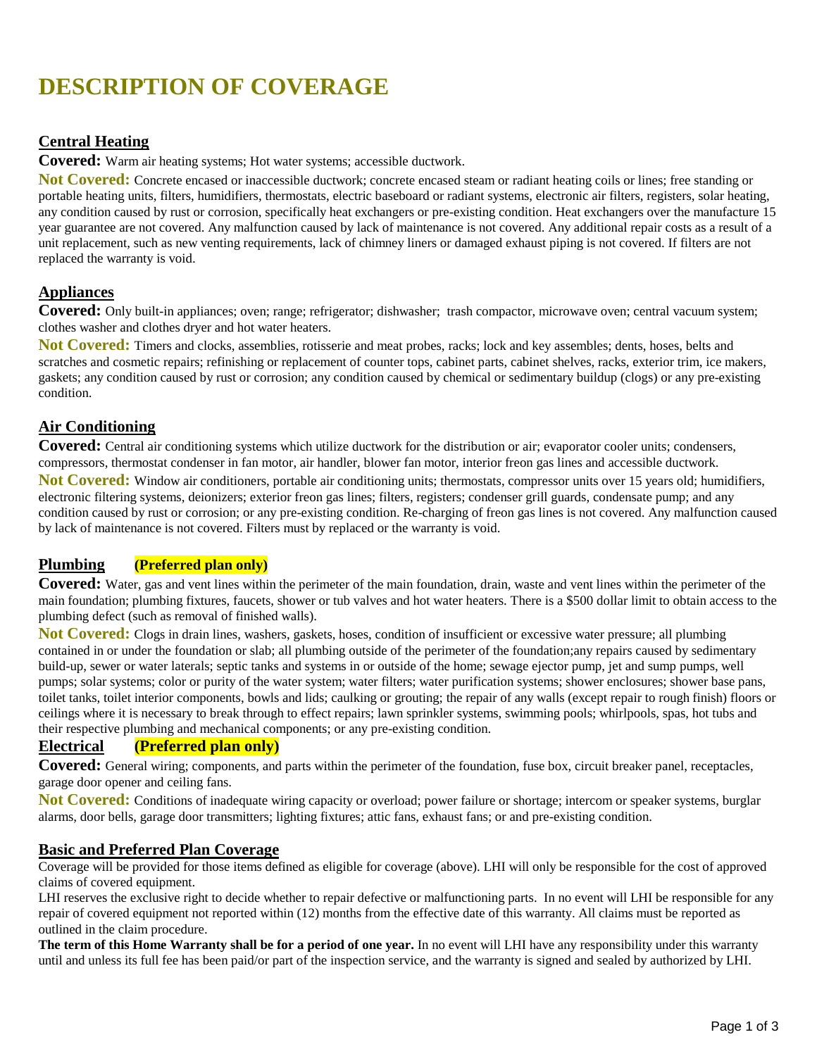# DESCRIPTION OF COVERAGE

## Central Heating

**Covered:** Warm air heating systems; Hot water systems; accessible ductwork.

**Not Covered:** Concrete encased or inaccessible ductwork; concrete encased steam or radiant heating coils or lines; free standing or portable heating units, filters, humidifiers, thermostats, electric baseboard or radiant systems, electronic air filters, registers, solar heating, any condition caused by rust or corrosion, specifically heat exchangers or pre-existing condition. Heat exchangers over the manufacture 15 year guarantee are not covered. Any malfunction caused by lack of maintenance is not covered. Any additional repair costs as a result of a unit replacement, such as new venting requirements, lack of chimney liners or damaged exhaust piping is not covered. If filters are not replaced the warranty is void.

## Appliances

**Covered:** Only built-in appliances; oven; range; refrigerator; dishwasher; trash compactor, microwave oven; central vacuum system; clothes washer and clothes dryer and hot water heaters.

**Not Covered:** Timers and clocks, assemblies, rotisserie and meat probes, racks; lock and key assembles; dents, hoses, belts and scratches and cosmetic repairs; refinishing or replacement of counter tops, cabinet parts, cabinet shelves, racks, exterior trim, ice makers, gaskets; any condition caused by rust or corrosion; any condition caused by chemical or sedimentary buildup (clogs) or any pre-existing condition.

## Air Conditioning

**Covered:** Central air conditioning systems which utilize ductwork for the distribution or air; evaporator cooler units; condensers, compressors, thermostat condenser in fan motor, air handler, blower fan motor, interior freon gas lines and accessible ductwork.

**Not Covered:** Window air conditioners, portable air conditioning units; thermostats, compressor units over 15 years old; humidifiers, electronic filtering systems, deionizers; exterior freon gas lines; filters, registers; condenser grill guards, condensate pump; and any condition caused by rust or corrosion; or any pre-existing condition. Re-charging of freon gas lines is not covered. Any malfunction caused by lack of maintenance is not covered. Filters must by replaced or the warranty is void.

## Plumbing **(Preferred plan only)**

**Covered:** Water, gas and vent lines within the perimeter of the main foundation, drain, waste and vent lines within the perimeter of the main foundation; plumbing fixtures, faucets, shower or tub valves and hot water heaters. There is a $500 dollar limit to obtain access to the plumbing defect (such as removal of finished walls).

**Not Covered:** Clogs in drain lines, washers, gaskets, hoses, condition of insufficient or excessive water pressure; all plumbing contained in or under the foundation or slab; all plumbing outside of the perimeter of the foundation;any repairs caused by sedimentary build-up, sewer or water laterals; septic tanks and systems in or outside of the home; sewage ejector pump, jet and sump pumps, well pumps; solar systems; color or purity of the water system; water filters; water purification systems; shower enclosures; shower base pans, toilet tanks, toilet interior components, bowls and lids; caulking or grouting; the repair of any walls (except repair to rough finish) floors or ceilings where it is necessary to break through to effect repairs; lawn sprinkler systems, swimming pools; whirlpools, spas, hot tubs and their respective plumbing and mechanical components; or any pre-existing condition.

## Electrical **(Preferred plan only)**

**Covered:** General wiring; components, and parts within the perimeter of the foundation, fuse box, circuit breaker panel, receptacles, garage door opener and ceiling fans.

**Not Covered:** Conditions of inadequate wiring capacity or overload; power failure or shortage; intercom or speaker systems, burglar alarms, door bells, garage door transmitters; lighting fixtures; attic fans, exhaust fans; or and pre-existing condition.

## Basic and Preferred Plan Coverage

Coverage will be provided for those items defined as eligible for coverage (above). LHI will only be responsible for the cost of approved claims of covered equipment.

LHI reserves the exclusive right to decide whether to repair defective or malfunctioning parts. In no event will LHI be responsible for any repair of covered equipment not reported within (12) months from the effective date of this warranty. All claims must be reported as outlined in the claim procedure.

**The term of this Home Warranty shall be for a period of one year.** In no event will LHI have any responsibility under this warranty until and unless its full fee has been paid/or part of the inspection service, and the warranty is signed and sealed by authorized by LHI.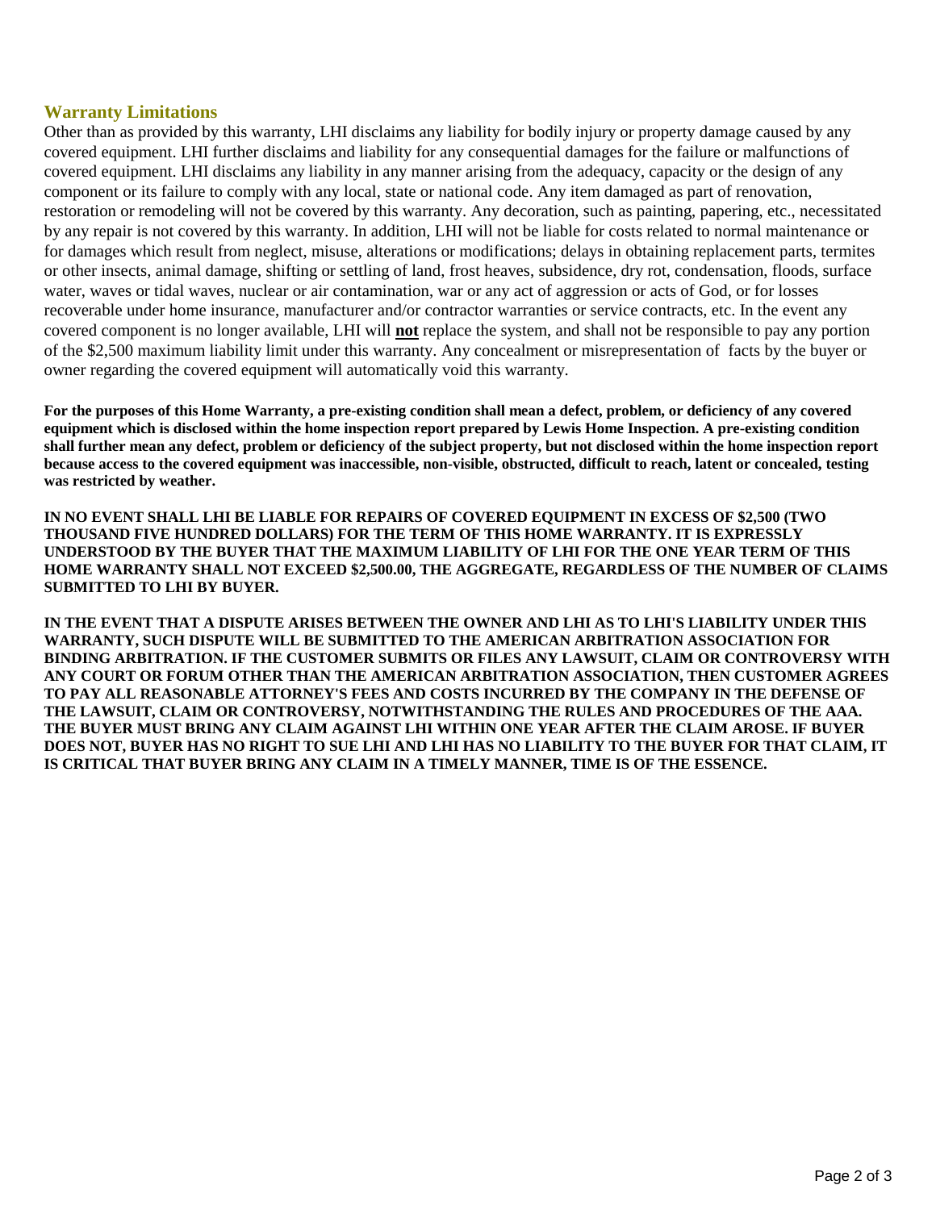## Warranty Limitations

Other than as provided by this warranty, LHI disclaims any liability for bodily injury or property damage caused by any covered equipment. LHI further disclaims and liability for any consequential damages for the failure or malfunctions of covered equipment. LHI disclaims any liability in any manner arising from the adequacy, capacity or the design of any component or its failure to comply with any local, state or national code. Any item damaged as part of renovation, restoration or remodeling will not be covered by this warranty. Any decoration, such as painting, papering, etc., necessitated by any repair is not covered by this warranty. In addition, LHI will not be liable for costs related to normal maintenance or for damages which result from neglect, misuse, alterations or modifications; delays in obtaining replacement parts, termites or other insects, animal damage, shifting or settling of land, frost heaves, subsidence, dry rot, condensation, floods, surface water, waves or tidal waves, nuclear or air contamination, war or any act of aggression or acts of God, or for losses recoverable under home insurance, manufacturer and/or contractor warranties or service contracts, etc. In the event any covered component is no longer available, LHI will **not** replace the system, and shall not be responsible to pay any portion of the $2,500 maximum liability limit under this warranty. Any concealment or misrepresentation of facts by the buyer or owner regarding the covered equipment will automatically void this warranty.

**For the purposes of this Home Warranty, a pre-existing condition shall mean a defect, problem, or deficiency of any covered equipment which is disclosed within the home inspection report prepared by Lewis Home Inspection. A pre-existing condition shall further mean any defect, problem or deficiency of the subject property, but not disclosed within the home inspection report because access to the covered equipment was inaccessible, non-visible, obstructed, difficult to reach, latent or concealed, testing was restricted by weather.**

**IN NO EVENT SHALL LHI BE LIABLE FOR REPAIRS OF COVERED EQUIPMENT IN EXCESS OF $2,500 (TWO THOUSAND FIVE HUNDRED DOLLARS) FOR THE TERM OF THIS HOME WARRANTY. IT IS EXPRESSLY UNDERSTOOD BY THE BUYER THAT THE MAXIMUM LIABILITY OF LHI FOR THE ONE YEAR TERM OF THIS HOME WARRANTY SHALL NOT EXCEED $2,500.00, THE AGGREGATE, REGARDLESS OF THE NUMBER OF CLAIMS SUBMITTED TO LHI BY BUYER.**

**IN THE EVENT THAT A DISPUTE ARISES BETWEEN THE OWNER AND LHI AS TO LHI'S LIABILITY UNDER THIS WARRANTY, SUCH DISPUTE WILL BE SUBMITTED TO THE AMERICAN ARBITRATION ASSOCIATION FOR BINDING ARBITRATION. IF THE CUSTOMER SUBMITS OR FILES ANY LAWSUIT, CLAIM OR CONTROVERSY WITH ANY COURT OR FORUM OTHER THAN THE AMERICAN ARBITRATION ASSOCIATION, THEN CUSTOMER AGREES TO PAY ALL REASONABLE ATTORNEY'S FEES AND COSTS INCURRED BY THE COMPANY IN THE DEFENSE OF THE LAWSUIT, CLAIM OR CONTROVERSY, NOTWITHSTANDING THE RULES AND PROCEDURES OF THE AAA. THE BUYER MUST BRING ANY CLAIM AGAINST LHI WITHIN ONE YEAR AFTER THE CLAIM AROSE. IF BUYER DOES NOT, BUYER HAS NO RIGHT TO SUE LHI AND LHI HAS NO LIABILITY TO THE BUYER FOR THAT CLAIM, IT IS CRITICAL THAT BUYER BRING ANY CLAIM IN A TIMELY MANNER, TIME IS OF THE ESSENCE.**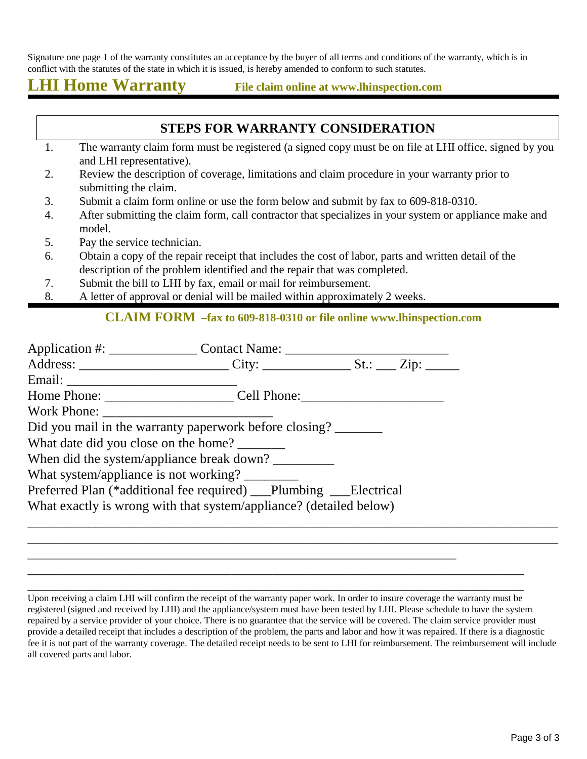Signature one page 1 of the warranty constitutes an acceptance by the buyer of all terms and conditions of the warranty, which is in conflict with the statutes of the state in which it is issued, is hereby amended to conform to such statutes.

# LHI Home Warranty

**File claim online at www.lhinspection.com**

## STEPS FOR WARRANTY CONSIDERATION

1. The warranty claim form must be registered (a signed copy must be on file at LHI office, signed by you and LHI representative).
2. Review the description of coverage, limitations and claim procedure in your warranty prior to submitting the claim.
3. Submit a claim form online or use the form below and submit by fax to 609-818-0310.
4. After submitting the claim form, call contractor that specializes in your system or appliance make and model.
5. Pay the service technician.
6. Obtain a copy of the repair receipt that includes the cost of labor, parts and written detail of the description of the problem identified and the repair that was completed.
7. Submit the bill to LHI by fax, email or mail for reimbursement.
8. A letter of approval or denial will be mailed within approximately 2 weeks.

## CLAIM FORM –fax to 609-818-0310 or file online www.lhinspection.com

Application #: _____________ Contact Name: ________________________

Address: ______________________ City: _____________ St.: ___ Zip: _____

Email: _________________________

Home Phone: ___________________ Cell Phone:_____________________

Work Phone: _________________________

Did you mail in the warranty paperwork before closing? _______

What date did you close on the home? _______

When did the system/appliance break down? _________

What system/appliance is not working? ________

Preferred Plan (*additional fee required) ___Plumbing ___Electrical

What exactly is wrong with that system/appliance? (detailed below)

_______________________________________________________________________________

_______________________________________________________________________________

_______________________________________________________________

_______________________________________________________________________________

_______________________________________________________________________________

Upon receiving a claim LHI will confirm the receipt of the warranty paper work. In order to insure coverage the warranty must be registered (signed and received by LHI) and the appliance/system must have been tested by LHI. Please schedule to have the system repaired by a service provider of your choice. There is no guarantee that the service will be covered. The claim service provider must provide a detailed receipt that includes a description of the problem, the parts and labor and how it was repaired. If there is a diagnostic fee it is not part of the warranty coverage. The detailed receipt needs to be sent to LHI for reimbursement. The reimbursement will include all covered parts and labor.